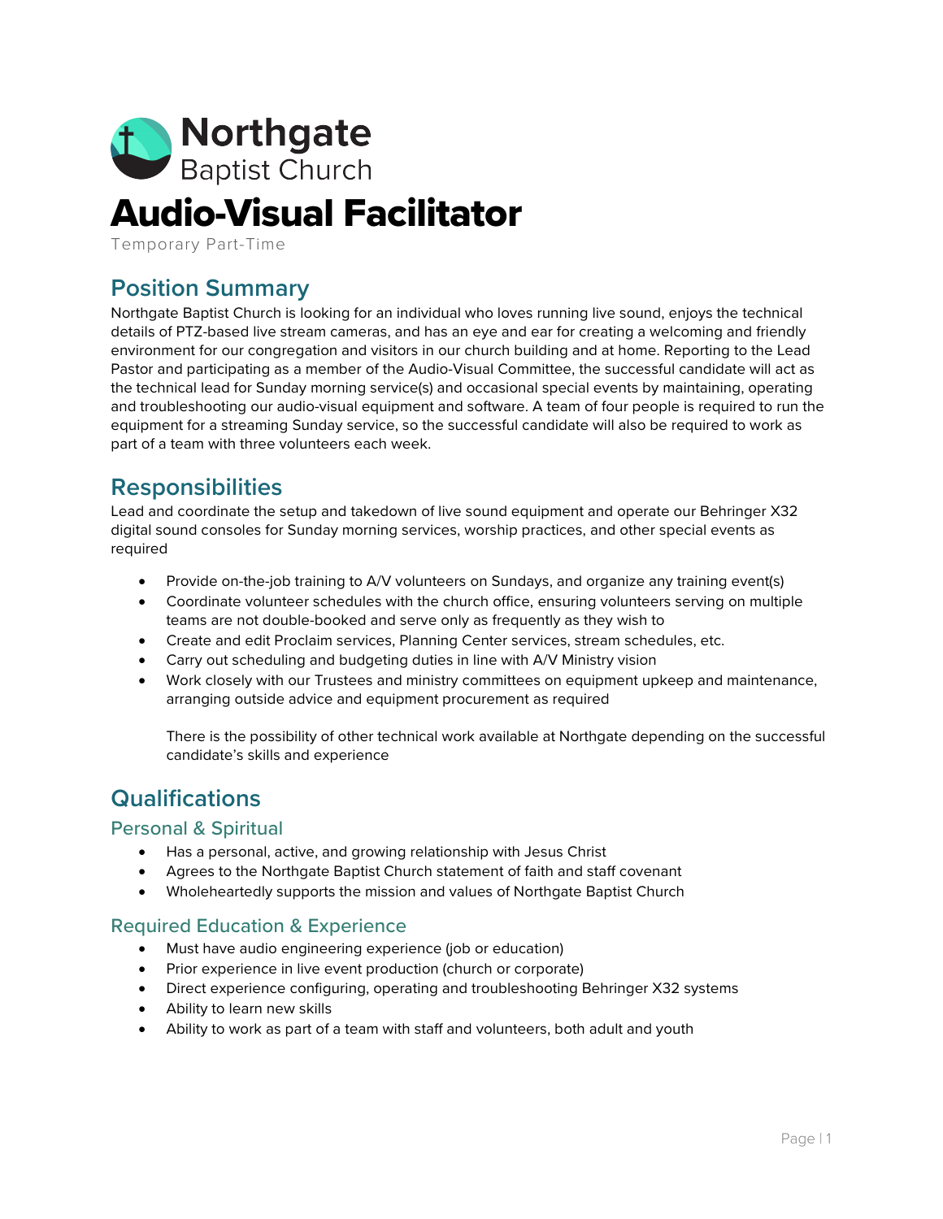Northgate
Baptist Church

# Audio-Visual Facilitator

Temporary Part-Time

## Position Summary

Northgate Baptist Church is looking for an individual who loves running live sound, enjoys the technical details of PTZ-based live stream cameras, and has an eye and ear for creating a welcoming and friendly environment for our congregation and visitors in our church building and at home. Reporting to the Lead Pastor and participating as a member of the Audio-Visual Committee, the successful candidate will act as the technical lead for Sunday morning service(s) and occasional special events by maintaining, operating and troubleshooting our audio-visual equipment and software. A team of four people is required to run the equipment for a streaming Sunday service, so the successful candidate will also be required to work as part of a team with three volunteers each week.

## Responsibilities

Lead and coordinate the setup and takedown of live sound equipment and operate our Behringer X32 digital sound consoles for Sunday morning services, worship practices, and other special events as required

- Provide on-the-job training to A/V volunteers on Sundays, and organize any training event(s)
- Coordinate volunteer schedules with the church office, ensuring volunteers serving on multiple teams are not double-booked and serve only as frequently as they wish to
- Create and edit Proclaim services, Planning Center services, stream schedules, etc.
- Carry out scheduling and budgeting duties in line with A/V Ministry vision
- Work closely with our Trustees and ministry committees on equipment upkeep and maintenance, arranging outside advice and equipment procurement as required

  There is the possibility of other technical work available at Northgate depending on the successful candidate's skills and experience

## Qualifications

### Personal & Spiritual

- Has a personal, active, and growing relationship with Jesus Christ
- Agrees to the Northgate Baptist Church statement of faith and staff covenant
- Wholeheartedly supports the mission and values of Northgate Baptist Church

### Required Education & Experience

- Must have audio engineering experience (job or education)
- Prior experience in live event production (church or corporate)
- Direct experience configuring, operating and troubleshooting Behringer X32 systems
- Ability to learn new skills
- Ability to work as part of a team with staff and volunteers, both adult and youth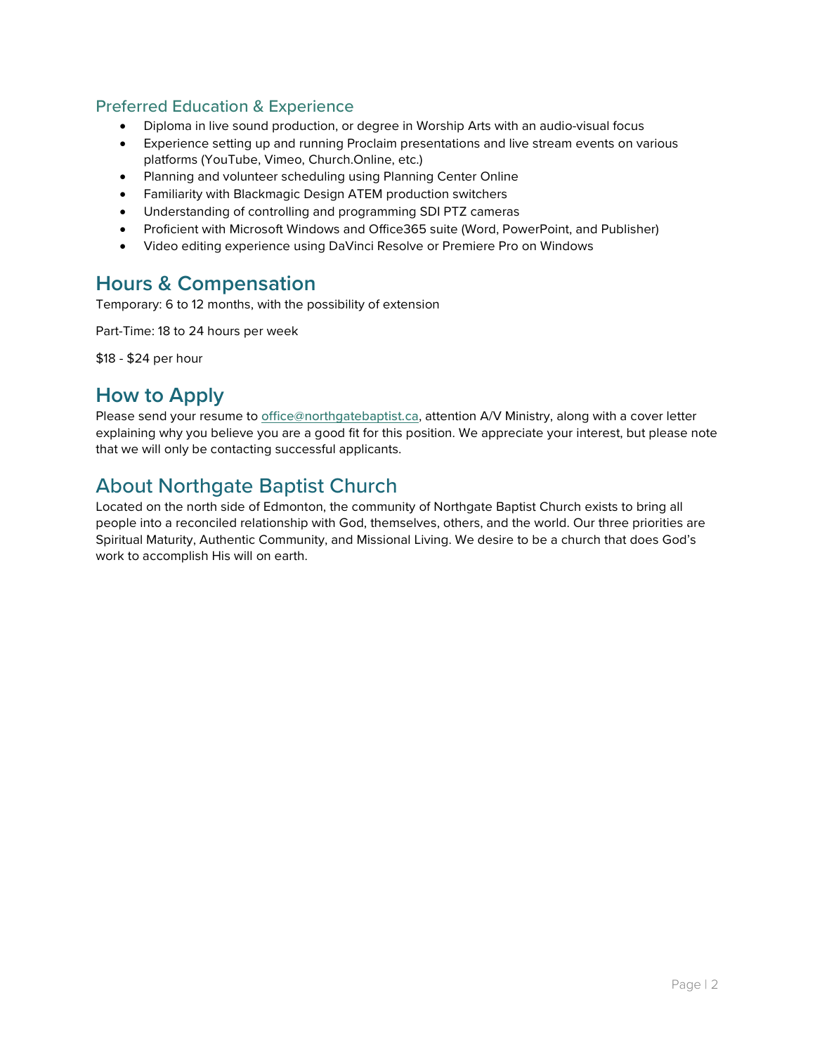### Preferred Education & Experience

- Diploma in live sound production, or degree in Worship Arts with an audio-visual focus
- Experience setting up and running Proclaim presentations and live stream events on various platforms (YouTube, Vimeo, Church.Online, etc.)
- Planning and volunteer scheduling using Planning Center Online
- Familiarity with Blackmagic Design ATEM production switchers
- Understanding of controlling and programming SDI PTZ cameras
- Proficient with Microsoft Windows and Office365 suite (Word, PowerPoint, and Publisher)
- Video editing experience using DaVinci Resolve or Premiere Pro on Windows

## Hours & Compensation

Temporary: 6 to 12 months, with the possibility of extension

Part-Time: 18 to 24 hours per week

$18 - $24 per hour

## How to Apply

Please send your resume to office@northgatebaptist.ca, attention A/V Ministry, along with a cover letter explaining why you believe you are a good fit for this position. We appreciate your interest, but please note that we will only be contacting successful applicants.

## About Northgate Baptist Church

Located on the north side of Edmonton, the community of Northgate Baptist Church exists to bring all people into a reconciled relationship with God, themselves, others, and the world. Our three priorities are Spiritual Maturity, Authentic Community, and Missional Living. We desire to be a church that does God's work to accomplish His will on earth.